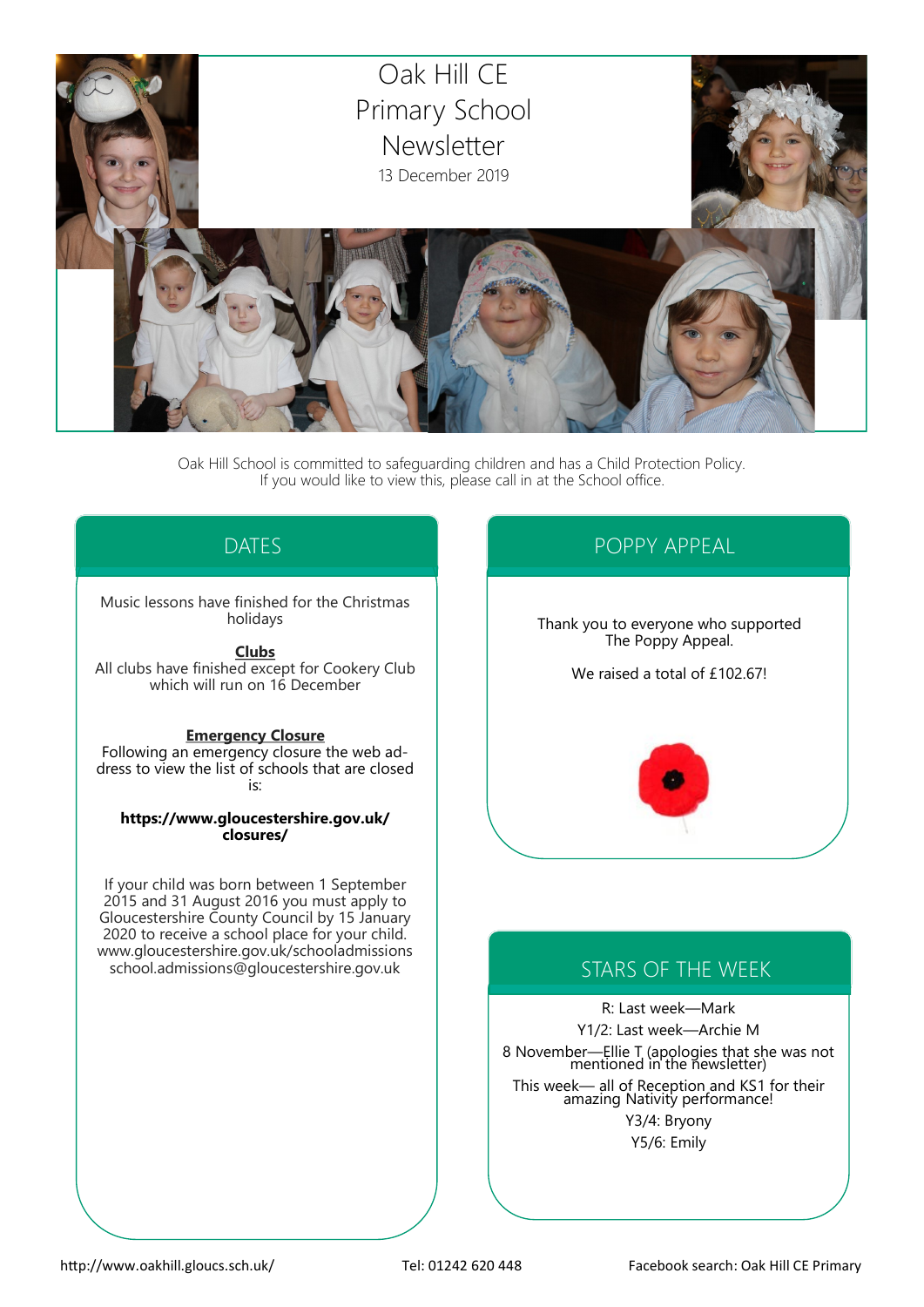# Oak Hill CE Primary School Newsletter

13 December 2019

Oak Hill School is committed to safeguarding children and has a Child Protection Policy. If you would like to view this, please call in at the School office.

## DATES

Music lessons have finished for the Christmas holidays

**Clubs**
All clubs have finished except for Cookery Club which will run on 16 December

**Emergency Closure**
Following an emergency closure the web address to view the list of schools that are closed is:

**https://www.gloucestershire.gov.uk/closures/**

If your child was born between 1 September 2015 and 31 August 2016 you must apply to Gloucestershire County Council by 15 January 2020 to receive a school place for your child.
www.gloucestershire.gov.uk/schooladmissions
school.admissions@gloucestershire.gov.uk

## POPPY APPEAL

Thank you to everyone who supported The Poppy Appeal.

We raised a total of £102.67!

## STARS OF THE WEEK

R: Last week—Mark

Y1/2: Last week—Archie M

8 November—Ellie T (apologies that she was not mentioned in the newsletter)

This week— all of Reception and KS1 for their amazing Nativity performance!

Y3/4: Bryony

Y5/6: Emily

http://www.oakhill.gloucs.sch.uk/ Tel: 01242 620 448 Facebook search: Oak Hill CE Primary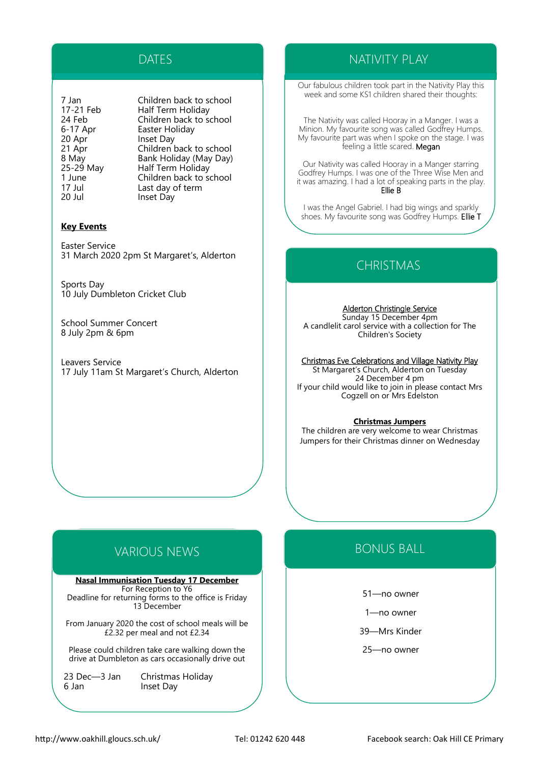## DATES

| | |
|---|---|
| 7 Jan | Children back to school |
| 17-21 Feb | Half Term Holiday |
| 24 Feb | Children back to school |
| 6-17 Apr | Easter Holiday |
| 20 Apr | Inset Day |
| 21 Apr | Children back to school |
| 8 May | Bank Holiday (May Day) |
| 25-29 May | Half Term Holiday |
| 1 June | Children back to school |
| 17 Jul | Last day of term |
| 20 Jul | Inset Day |

**Key Events**

Easter Service
31 March 2020 2pm St Margaret's, Alderton

Sports Day
10 July Dumbleton Cricket Club

School Summer Concert
8 July 2pm & 6pm

Leavers Service
17 July 11am St Margaret's Church, Alderton

## NATIVITY PLAY

Our fabulous children took part in the Nativity Play this week and some KS1 children shared their thoughts:

The Nativity was called Hooray in a Manger. I was a Minion. My favourite song was called Godfrey Humps. My favourite part was when I spoke on the stage. I was feeling a little scared. Megan

Our Nativity was called Hooray in a Manger starring Godfrey Humps. I was one of the Three Wise Men and it was amazing. I had a lot of speaking parts in the play. Ellie B

I was the Angel Gabriel. I had big wings and sparkly shoes. My favourite song was Godfrey Humps. Ellie T

## CHRISTMAS

Alderton Christingle Service
Sunday 15 December 4pm
A candlelit carol service with a collection for The Children's Society

Christmas Eve Celebrations and Village Nativity Play
St Margaret's Church, Alderton on Tuesday 24 December 4 pm
If your child would like to join in please contact Mrs Cogzell on or Mrs Edelston

**Christmas Jumpers**
The children are very welcome to wear Christmas Jumpers for their Christmas dinner on Wednesday

## VARIOUS NEWS

**Nasal Immunisation Tuesday 17 December**
For Reception to Y6
Deadline for returning forms to the office is Friday 13 December

From January 2020 the cost of school meals will be £2.32 per meal and not £2.34

Please could children take care walking down the drive at Dumbleton as cars occasionally drive out

| | |
|---|---|
| 23 Dec—3 Jan | Christmas Holiday |
| 6 Jan | Inset Day |

## BONUS BALL

51—no owner

1—no owner

39—Mrs Kinder

25—no owner

http://www.oakhill.gloucs.sch.uk/ Tel: 01242 620 448 Facebook search: Oak Hill CE Primary